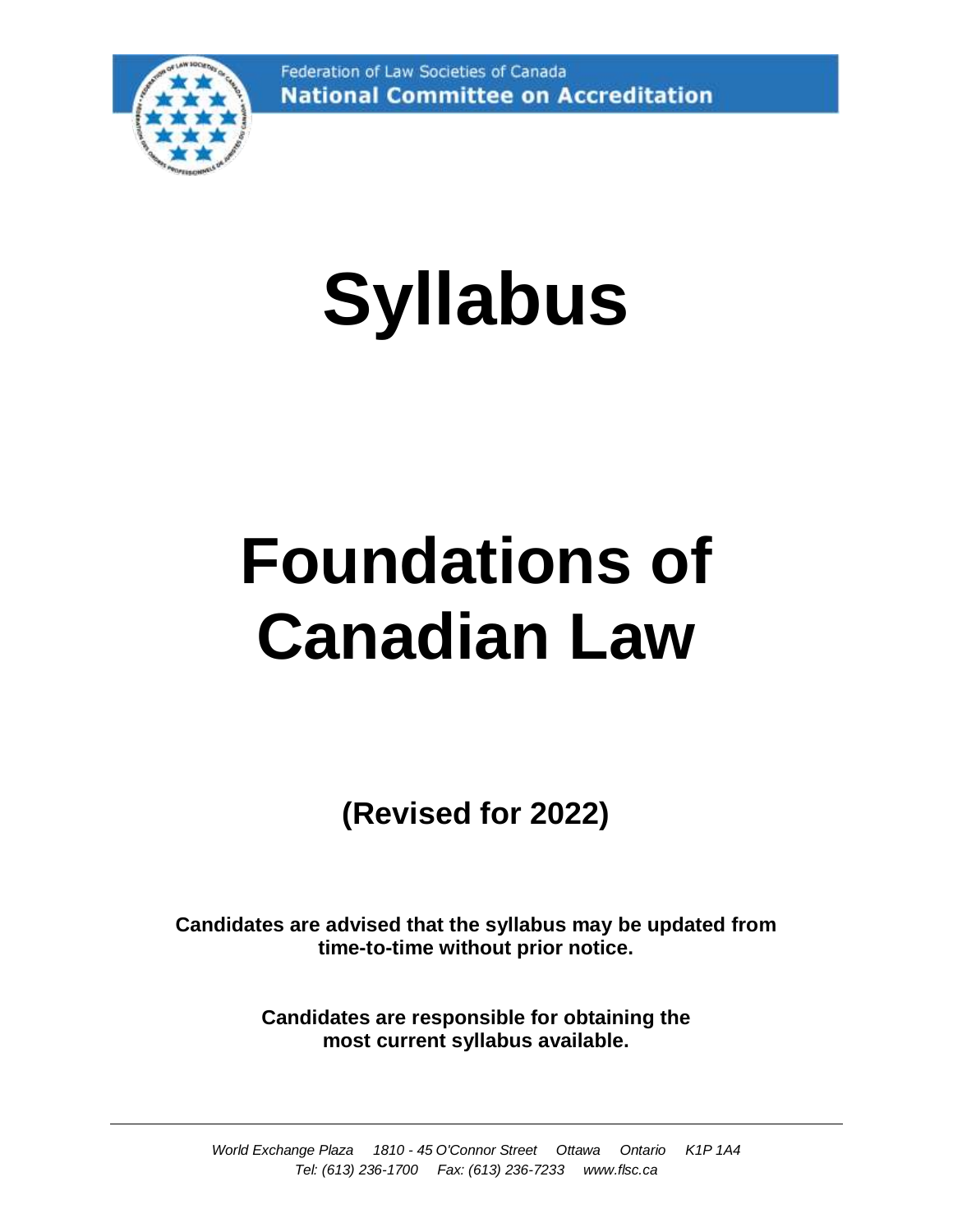Federation of Law Societies of Canada
**National Committee on Accreditation**

# Syllabus

# Foundations of Canadian Law

## (Revised for 2022)

**Candidates are advised that the syllabus may be updated from time-to-time without prior notice.**

**Candidates are responsible for obtaining the most current syllabus available.**

---

*World Exchange Plaza 1810 - 45 O'Connor Street Ottawa Ontario K1P 1A4*
*Tel: (613) 236-1700 Fax: (613) 236-7233 www.flsc.ca*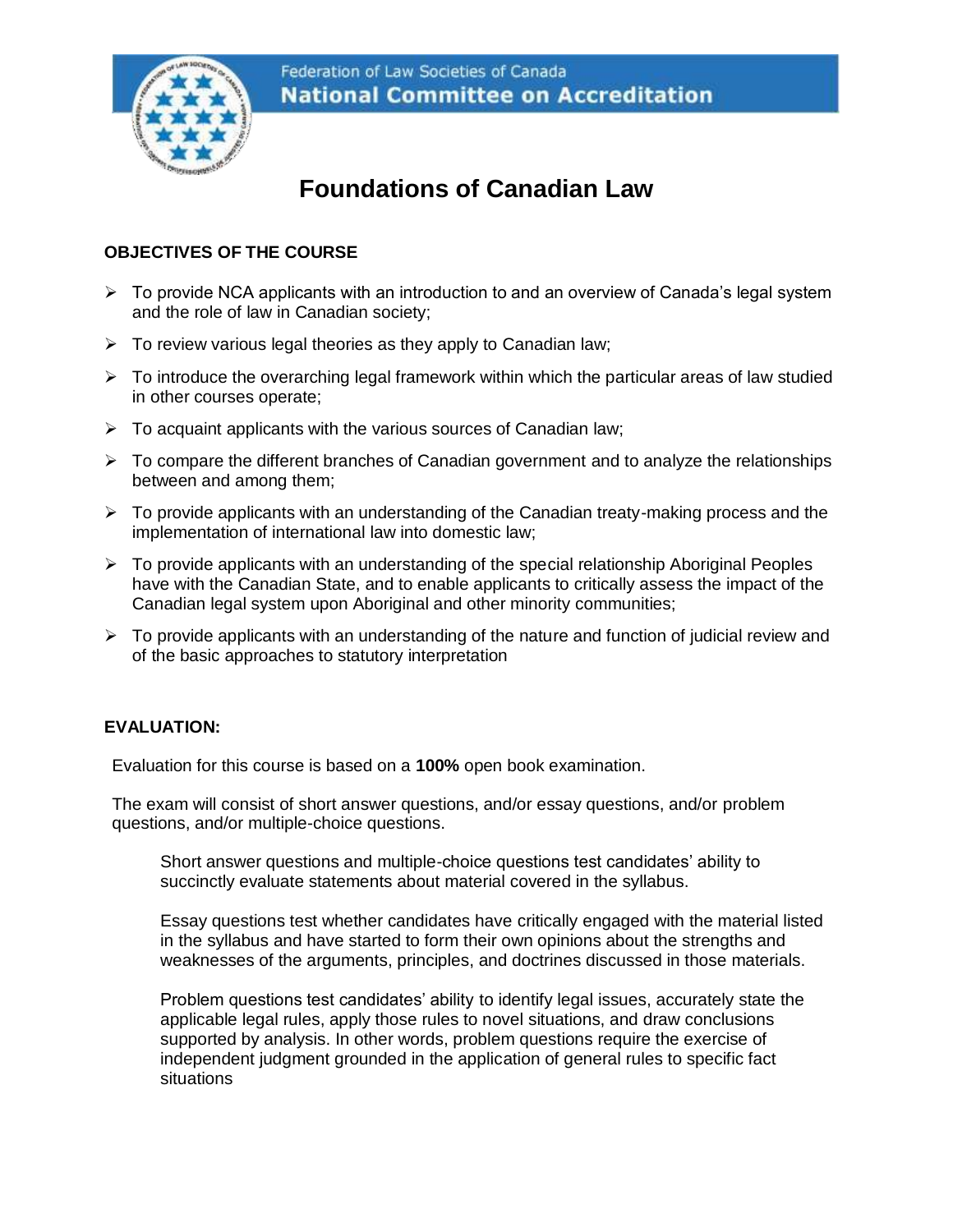Federation of Law Societies of Canada
**National Committee on Accreditation**

# Foundations of Canadian Law

## OBJECTIVES OF THE COURSE

- To provide NCA applicants with an introduction to and an overview of Canada's legal system and the role of law in Canadian society;
- To review various legal theories as they apply to Canadian law;
- To introduce the overarching legal framework within which the particular areas of law studied in other courses operate;
- To acquaint applicants with the various sources of Canadian law;
- To compare the different branches of Canadian government and to analyze the relationships between and among them;
- To provide applicants with an understanding of the Canadian treaty-making process and the implementation of international law into domestic law;
- To provide applicants with an understanding of the special relationship Aboriginal Peoples have with the Canadian State, and to enable applicants to critically assess the impact of the Canadian legal system upon Aboriginal and other minority communities;
- To provide applicants with an understanding of the nature and function of judicial review and of the basic approaches to statutory interpretation

## EVALUATION:

Evaluation for this course is based on a **100%** open book examination.

The exam will consist of short answer questions, and/or essay questions, and/or problem questions, and/or multiple-choice questions.

Short answer questions and multiple-choice questions test candidates' ability to succinctly evaluate statements about material covered in the syllabus.

Essay questions test whether candidates have critically engaged with the material listed in the syllabus and have started to form their own opinions about the strengths and weaknesses of the arguments, principles, and doctrines discussed in those materials.

Problem questions test candidates' ability to identify legal issues, accurately state the applicable legal rules, apply those rules to novel situations, and draw conclusions supported by analysis. In other words, problem questions require the exercise of independent judgment grounded in the application of general rules to specific fact situations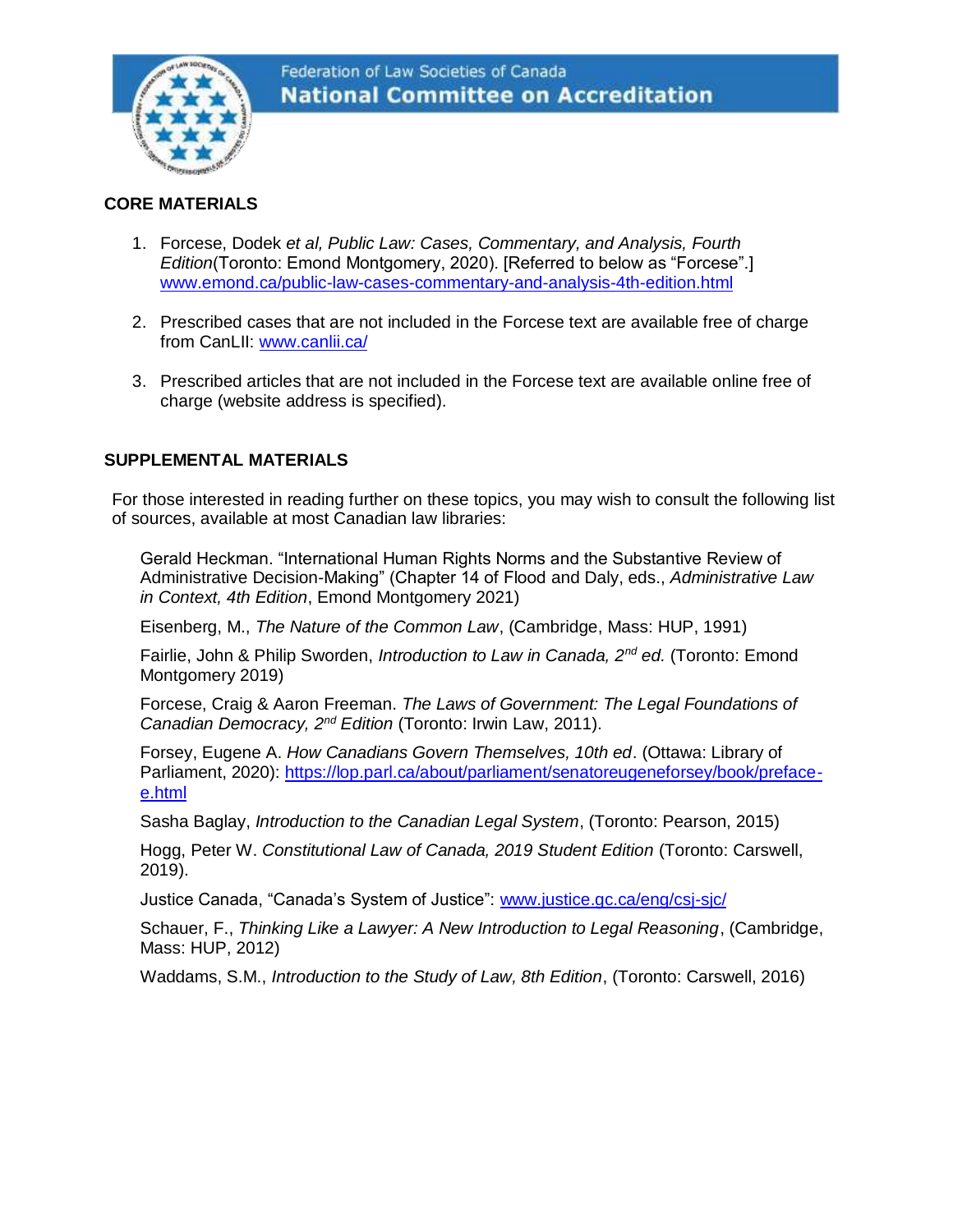## CORE MATERIALS

1. Forcese, Dodek *et al, Public Law: Cases, Commentary, and Analysis, Fourth Edition*(Toronto: Emond Montgomery, 2020). [Referred to below as "Forcese".] www.emond.ca/public-law-cases-commentary-and-analysis-4th-edition.html

2. Prescribed cases that are not included in the Forcese text are available free of charge from CanLII: www.canlii.ca/

3. Prescribed articles that are not included in the Forcese text are available online free of charge (website address is specified).

## SUPPLEMENTAL MATERIALS

For those interested in reading further on these topics, you may wish to consult the following list of sources, available at most Canadian law libraries:

Gerald Heckman. "International Human Rights Norms and the Substantive Review of Administrative Decision-Making" (Chapter 14 of Flood and Daly, eds., *Administrative Law in Context, 4th Edition*, Emond Montgomery 2021)

Eisenberg, M., *The Nature of the Common Law*, (Cambridge, Mass: HUP, 1991)

Fairlie, John & Philip Sworden, *Introduction to Law in Canada, 2nd ed.* (Toronto: Emond Montgomery 2019)

Forcese, Craig & Aaron Freeman. *The Laws of Government: The Legal Foundations of Canadian Democracy, 2nd Edition* (Toronto: Irwin Law, 2011).

Forsey, Eugene A. *How Canadians Govern Themselves, 10th ed*. (Ottawa: Library of Parliament, 2020): https://lop.parl.ca/about/parliament/senatoreugeneforsey/book/preface-e.html

Sasha Baglay, *Introduction to the Canadian Legal System*, (Toronto: Pearson, 2015)

Hogg, Peter W. *Constitutional Law of Canada, 2019 Student Edition* (Toronto: Carswell, 2019).

Justice Canada, "Canada's System of Justice": www.justice.gc.ca/eng/csj-sjc/

Schauer, F., *Thinking Like a Lawyer: A New Introduction to Legal Reasoning*, (Cambridge, Mass: HUP, 2012)

Waddams, S.M., *Introduction to the Study of Law, 8th Edition*, (Toronto: Carswell, 2016)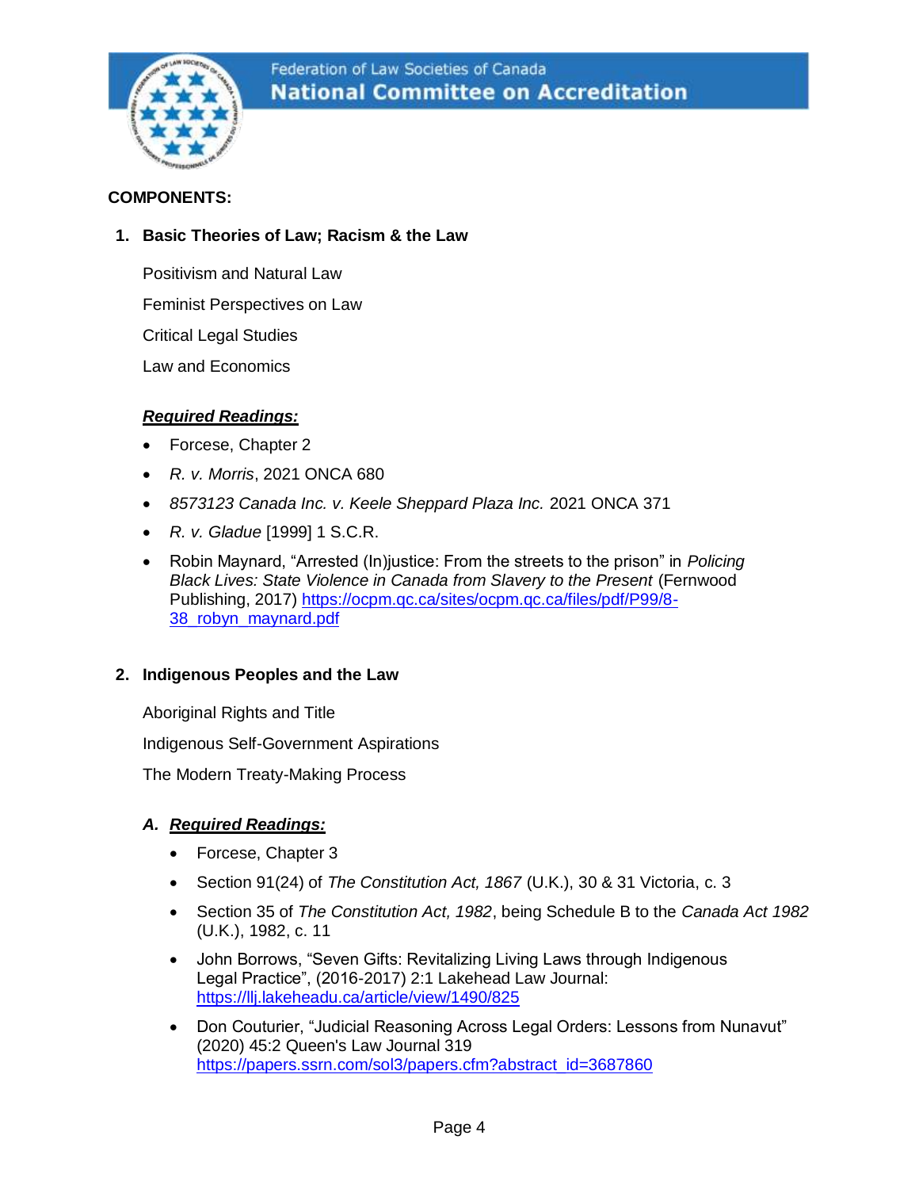**COMPONENTS:**

## 1. Basic Theories of Law; Racism & the Law

Positivism and Natural Law

Feminist Perspectives on Law

Critical Legal Studies

Law and Economics

***Required Readings:***

- Forcese, Chapter 2
- *R. v. Morris*, 2021 ONCA 680
- *8573123 Canada Inc. v. Keele Sheppard Plaza Inc.* 2021 ONCA 371
- *R. v. Gladue* [1999] 1 S.C.R.
- Robin Maynard, "Arrested (In)justice: From the streets to the prison" in *Policing Black Lives: State Violence in Canada from Slavery to the Present* (Fernwood Publishing, 2017) https://ocpm.qc.ca/sites/ocpm.qc.ca/files/pdf/P99/8-38_robyn_maynard.pdf

## 2. Indigenous Peoples and the Law

Aboriginal Rights and Title

Indigenous Self-Government Aspirations

The Modern Treaty-Making Process

***A. Required Readings:***

- Forcese, Chapter 3
- Section 91(24) of *The Constitution Act, 1867* (U.K.), 30 & 31 Victoria, c. 3
- Section 35 of *The Constitution Act, 1982*, being Schedule B to the *Canada Act 1982* (U.K.), 1982, c. 11
- John Borrows, "Seven Gifts: Revitalizing Living Laws through Indigenous Legal Practice", (2016-2017) 2:1 Lakehead Law Journal: https://llj.lakeheadu.ca/article/view/1490/825
- Don Couturier, "Judicial Reasoning Across Legal Orders: Lessons from Nunavut" (2020) 45:2 Queen's Law Journal 319 https://papers.ssrn.com/sol3/papers.cfm?abstract_id=3687860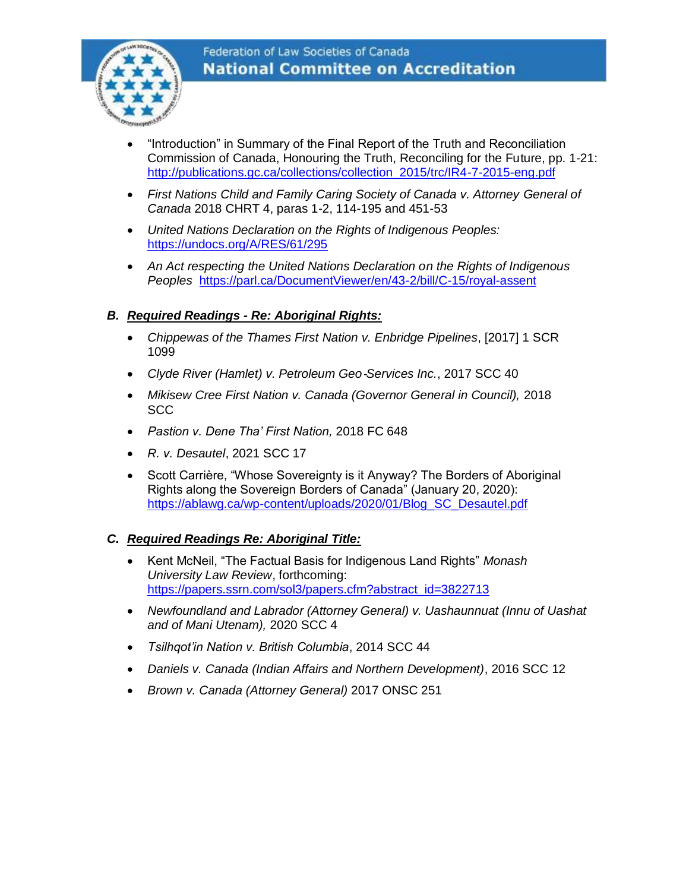- "Introduction" in Summary of the Final Report of the Truth and Reconciliation Commission of Canada, Honouring the Truth, Reconciling for the Future, pp. 1-21: http://publications.gc.ca/collections/collection_2015/trc/IR4-7-2015-eng.pdf
- *First Nations Child and Family Caring Society of Canada v. Attorney General of Canada* 2018 CHRT 4, paras 1-2, 114-195 and 451-53
- *United Nations Declaration on the Rights of Indigenous Peoples:* https://undocs.org/A/RES/61/295
- *An Act respecting the United Nations Declaration on the Rights of Indigenous Peoples* https://parl.ca/DocumentViewer/en/43-2/bill/C-15/royal-assent

### *B. Required Readings - Re: Aboriginal Rights:*

- *Chippewas of the Thames First Nation v. Enbridge Pipelines*, [2017] 1 SCR 1099
- *Clyde River (Hamlet) v. Petroleum Geo-Services Inc.*, 2017 SCC 40
- *Mikisew Cree First Nation v. Canada (Governor General in Council),* 2018 SCC
- *Pastion v. Dene Tha' First Nation,* 2018 FC 648
- *R. v. Desautel*, 2021 SCC 17
- Scott Carrière, "Whose Sovereignty is it Anyway? The Borders of Aboriginal Rights along the Sovereign Borders of Canada" (January 20, 2020): https://ablawg.ca/wp-content/uploads/2020/01/Blog_SC_Desautel.pdf

### *C. Required Readings Re: Aboriginal Title:*

- Kent McNeil, "The Factual Basis for Indigenous Land Rights" *Monash University Law Review*, forthcoming: https://papers.ssrn.com/sol3/papers.cfm?abstract_id=3822713
- *Newfoundland and Labrador (Attorney General) v. Uashaunnuat (Innu of Uashat and of Mani Utenam),* 2020 SCC 4
- *Tsilhqot'in Nation v. British Columbia*, 2014 SCC 44
- *Daniels v. Canada (Indian Affairs and Northern Development)*, 2016 SCC 12
- *Brown v. Canada (Attorney General)* 2017 ONSC 251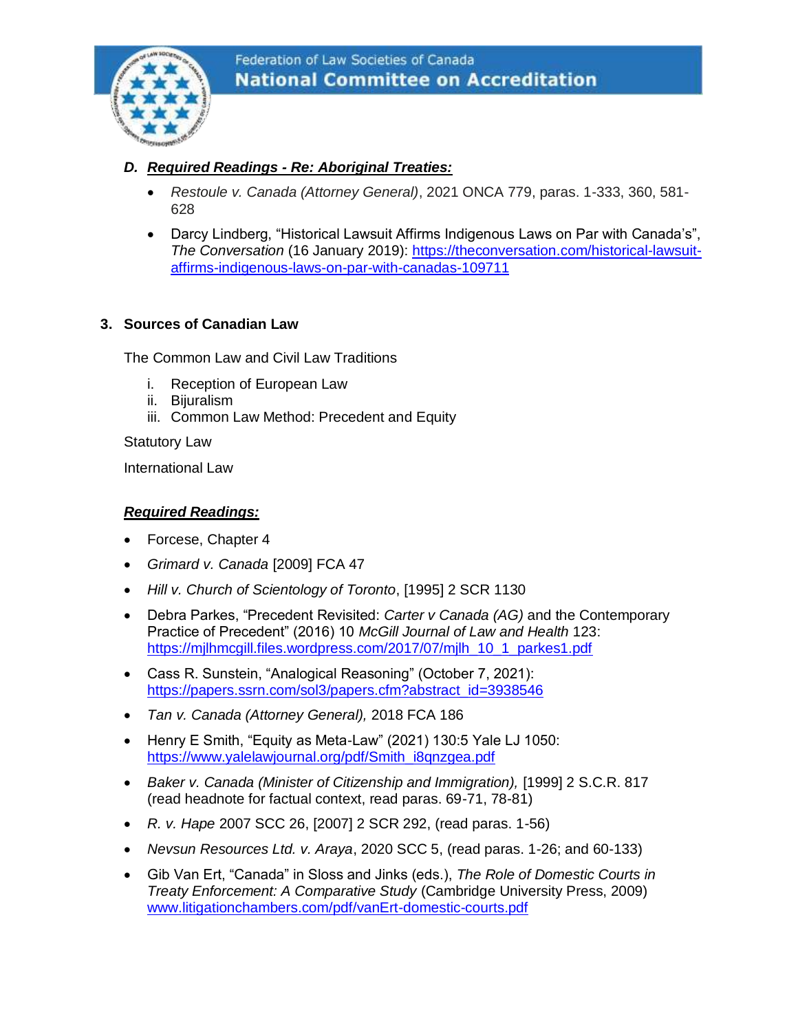### D. ***Required Readings - Re: Aboriginal Treaties:***

- *Restoule v. Canada (Attorney General)*, 2021 ONCA 779, paras. 1-333, 360, 581-628
- Darcy Lindberg, "Historical Lawsuit Affirms Indigenous Laws on Par with Canada's", *The Conversation* (16 January 2019): https://theconversation.com/historical-lawsuit-affirms-indigenous-laws-on-par-with-canadas-109711

## 3. Sources of Canadian Law

The Common Law and Civil Law Traditions

i. Reception of European Law
ii. Bijuralism
iii. Common Law Method: Precedent and Equity

Statutory Law

International Law

***Required Readings:***

- Forcese, Chapter 4
- *Grimard v. Canada* [2009] FCA 47
- *Hill v. Church of Scientology of Toronto*, [1995] 2 SCR 1130
- Debra Parkes, "Precedent Revisited: *Carter v Canada (AG)* and the Contemporary Practice of Precedent" (2016) 10 *McGill Journal of Law and Health* 123: https://mjlhmcgill.files.wordpress.com/2017/07/mjlh_10_1_parkes1.pdf
- Cass R. Sunstein, "Analogical Reasoning" (October 7, 2021): https://papers.ssrn.com/sol3/papers.cfm?abstract_id=3938546
- *Tan v. Canada (Attorney General),* 2018 FCA 186
- Henry E Smith, "Equity as Meta-Law" (2021) 130:5 Yale LJ 1050: https://www.yalelawjournal.org/pdf/Smith_i8qnzgea.pdf
- *Baker v. Canada (Minister of Citizenship and Immigration),* [1999] 2 S.C.R. 817 (read headnote for factual context, read paras. 69-71, 78-81)
- *R. v. Hape* 2007 SCC 26, [2007] 2 SCR 292, (read paras. 1-56)
- *Nevsun Resources Ltd. v. Araya*, 2020 SCC 5, (read paras. 1-26; and 60-133)
- Gib Van Ert, "Canada" in Sloss and Jinks (eds.), *The Role of Domestic Courts in Treaty Enforcement: A Comparative Study* (Cambridge University Press, 2009) www.litigationchambers.com/pdf/vanErt-domestic-courts.pdf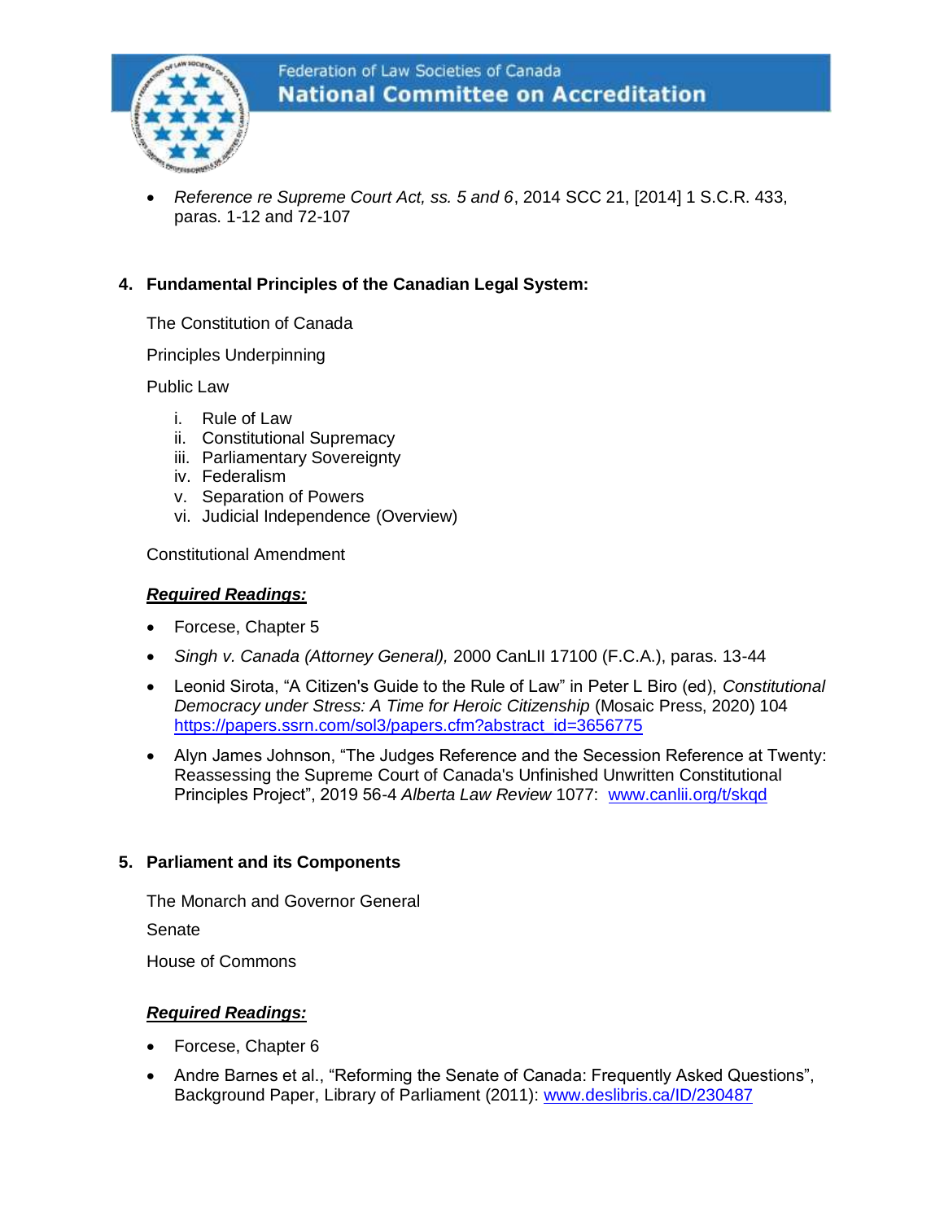- *Reference re Supreme Court Act, ss. 5 and 6*, 2014 SCC 21, [2014] 1 S.C.R. 433, paras. 1-12 and 72-107

## 4. Fundamental Principles of the Canadian Legal System:

The Constitution of Canada

Principles Underpinning

Public Law

i. Rule of Law
ii. Constitutional Supremacy
iii. Parliamentary Sovereignty
iv. Federalism
v. Separation of Powers
vi. Judicial Independence (Overview)

Constitutional Amendment

***Required Readings:***

- Forcese, Chapter 5
- *Singh v. Canada (Attorney General),* 2000 CanLII 17100 (F.C.A.), paras. 13-44
- Leonid Sirota, "A Citizen's Guide to the Rule of Law" in Peter L Biro (ed), *Constitutional Democracy under Stress: A Time for Heroic Citizenship* (Mosaic Press, 2020) 104 https://papers.ssrn.com/sol3/papers.cfm?abstract_id=3656775
- Alyn James Johnson, "The Judges Reference and the Secession Reference at Twenty: Reassessing the Supreme Court of Canada's Unfinished Unwritten Constitutional Principles Project", 2019 56-4 *Alberta Law Review* 1077: www.canlii.org/t/skqd

## 5. Parliament and its Components

The Monarch and Governor General

Senate

House of Commons

***Required Readings:***

- Forcese, Chapter 6
- Andre Barnes et al., "Reforming the Senate of Canada: Frequently Asked Questions", Background Paper, Library of Parliament (2011): www.deslibris.ca/ID/230487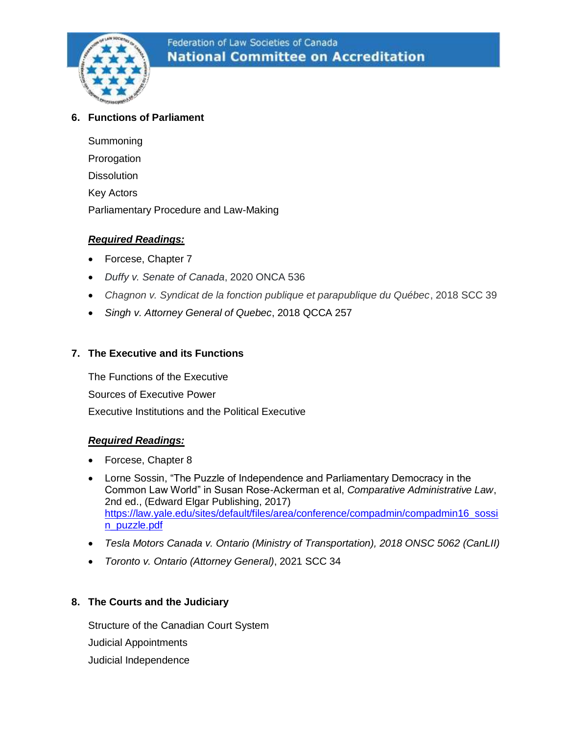## 6. Functions of Parliament

Summoning

Prorogation

Dissolution

Key Actors

Parliamentary Procedure and Law-Making

***Required Readings:***

- Forcese, Chapter 7
- *Duffy v. Senate of Canada*, 2020 ONCA 536
- *Chagnon v. Syndicat de la fonction publique et parapublique du Québec*, 2018 SCC 39
- *Singh v. Attorney General of Quebec*, 2018 QCCA 257

## 7. The Executive and its Functions

The Functions of the Executive

Sources of Executive Power

Executive Institutions and the Political Executive

***Required Readings:***

- Forcese, Chapter 8
- Lorne Sossin, "The Puzzle of Independence and Parliamentary Democracy in the Common Law World" in Susan Rose-Ackerman et al, *Comparative Administrative Law*, 2nd ed., (Edward Elgar Publishing, 2017) https://law.yale.edu/sites/default/files/area/conference/compadmin/compadmin16_sossin_puzzle.pdf
- *Tesla Motors Canada v. Ontario (Ministry of Transportation), 2018 ONSC 5062 (CanLII)*
- *Toronto v. Ontario (Attorney General)*, 2021 SCC 34

## 8. The Courts and the Judiciary

Structure of the Canadian Court System

Judicial Appointments

Judicial Independence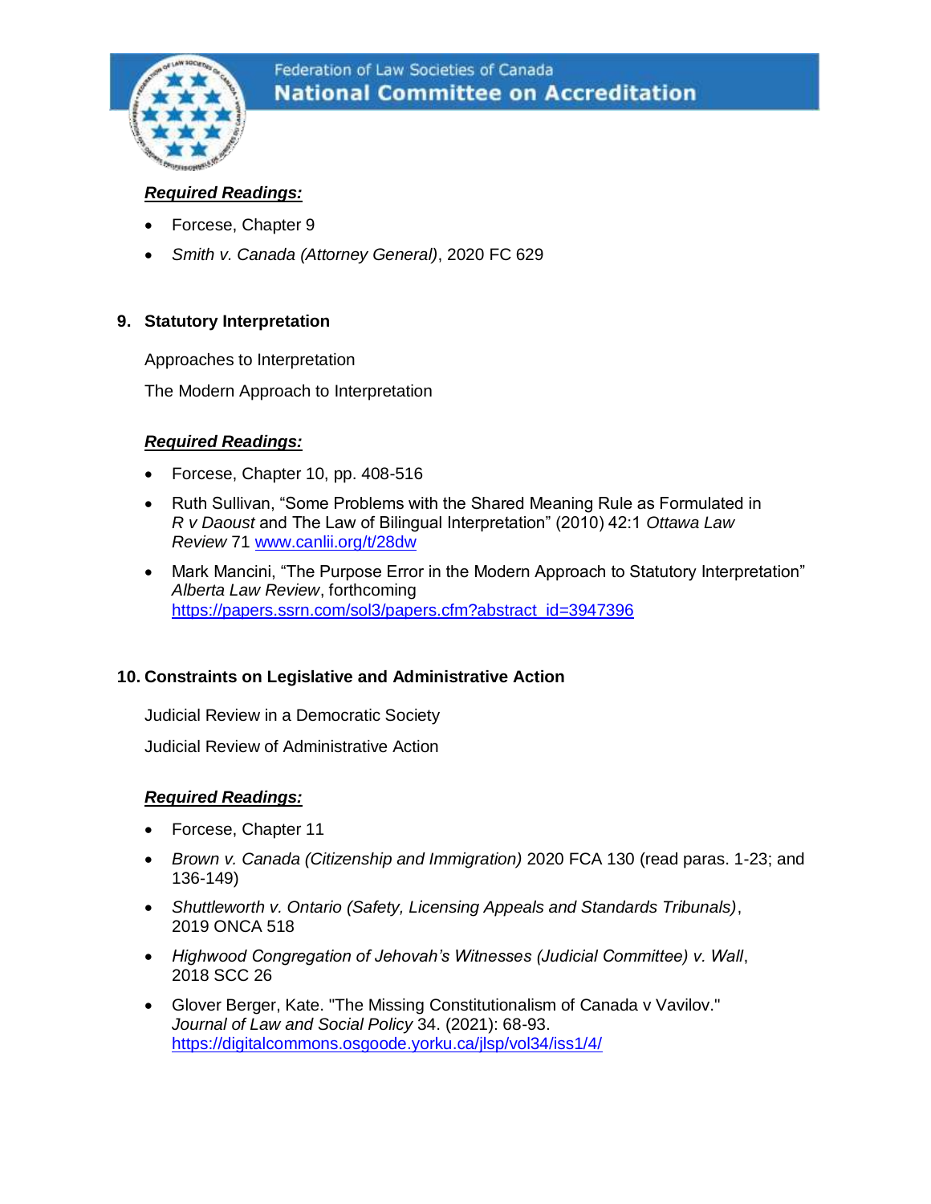***Required Readings:***

- Forcese, Chapter 9
- *Smith v. Canada (Attorney General)*, 2020 FC 629

## 9. Statutory Interpretation

Approaches to Interpretation

The Modern Approach to Interpretation

***Required Readings:***

- Forcese, Chapter 10, pp. 408-516
- Ruth Sullivan, "Some Problems with the Shared Meaning Rule as Formulated in *R v Daoust* and The Law of Bilingual Interpretation" (2010) 42:1 *Ottawa Law Review* 71 www.canlii.org/t/28dw
- Mark Mancini, "The Purpose Error in the Modern Approach to Statutory Interpretation" *Alberta Law Review*, forthcoming https://papers.ssrn.com/sol3/papers.cfm?abstract_id=3947396

## 10. Constraints on Legislative and Administrative Action

Judicial Review in a Democratic Society

Judicial Review of Administrative Action

***Required Readings:***

- Forcese, Chapter 11
- *Brown v. Canada (Citizenship and Immigration)* 2020 FCA 130 (read paras. 1-23; and 136-149)
- *Shuttleworth v. Ontario (Safety, Licensing Appeals and Standards Tribunals)*, 2019 ONCA 518
- *Highwood Congregation of Jehovah's Witnesses (Judicial Committee) v. Wall*, 2018 SCC 26
- Glover Berger, Kate. "The Missing Constitutionalism of Canada v Vavilov." *Journal of Law and Social Policy* 34. (2021): 68-93. https://digitalcommons.osgoode.yorku.ca/jlsp/vol34/iss1/4/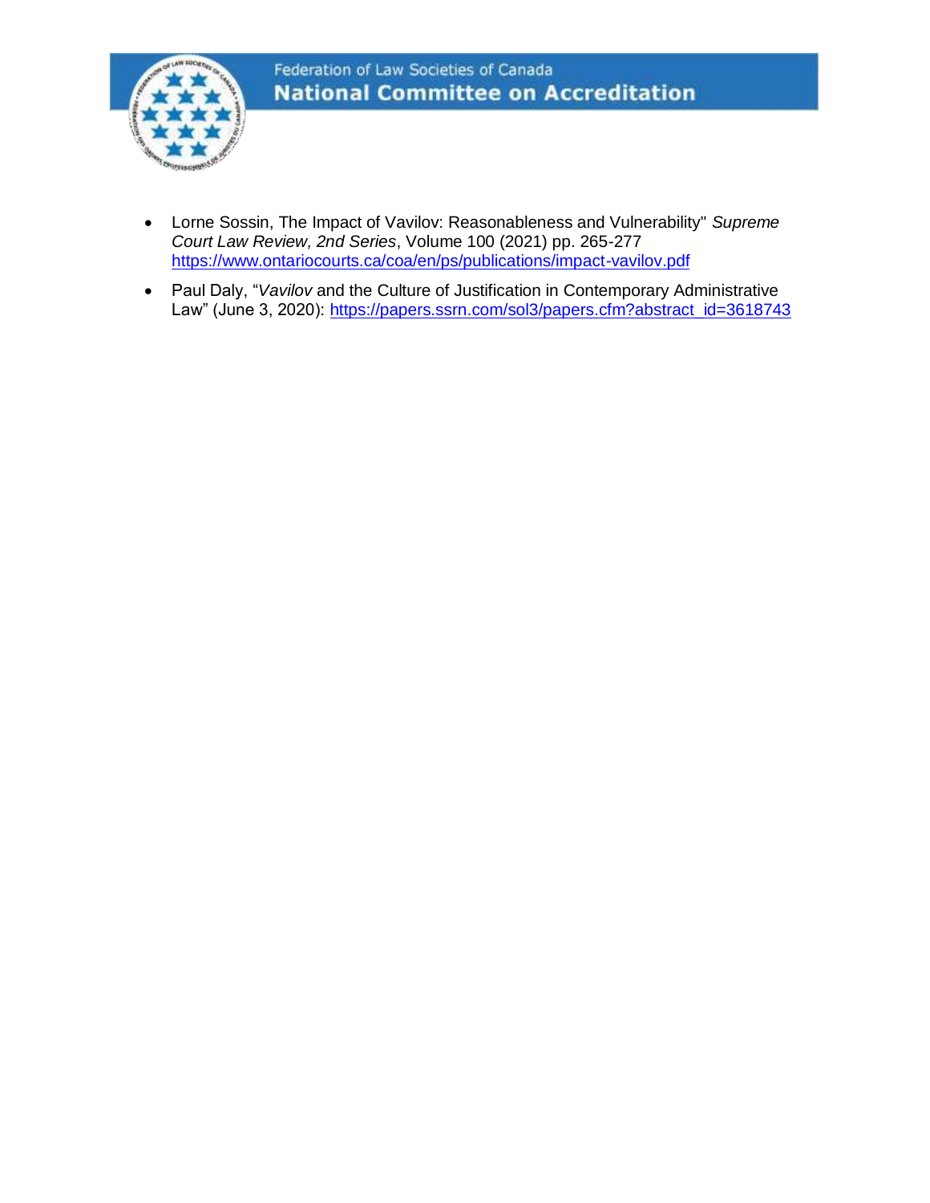- Lorne Sossin, The Impact of Vavilov: Reasonableness and Vulnerability" *Supreme Court Law Review, 2nd Series*, Volume 100 (2021) pp. 265-277 https://www.ontariocourts.ca/coa/en/ps/publications/impact-vavilov.pdf
- Paul Daly, "*Vavilov* and the Culture of Justification in Contemporary Administrative Law" (June 3, 2020): https://papers.ssrn.com/sol3/papers.cfm?abstract_id=3618743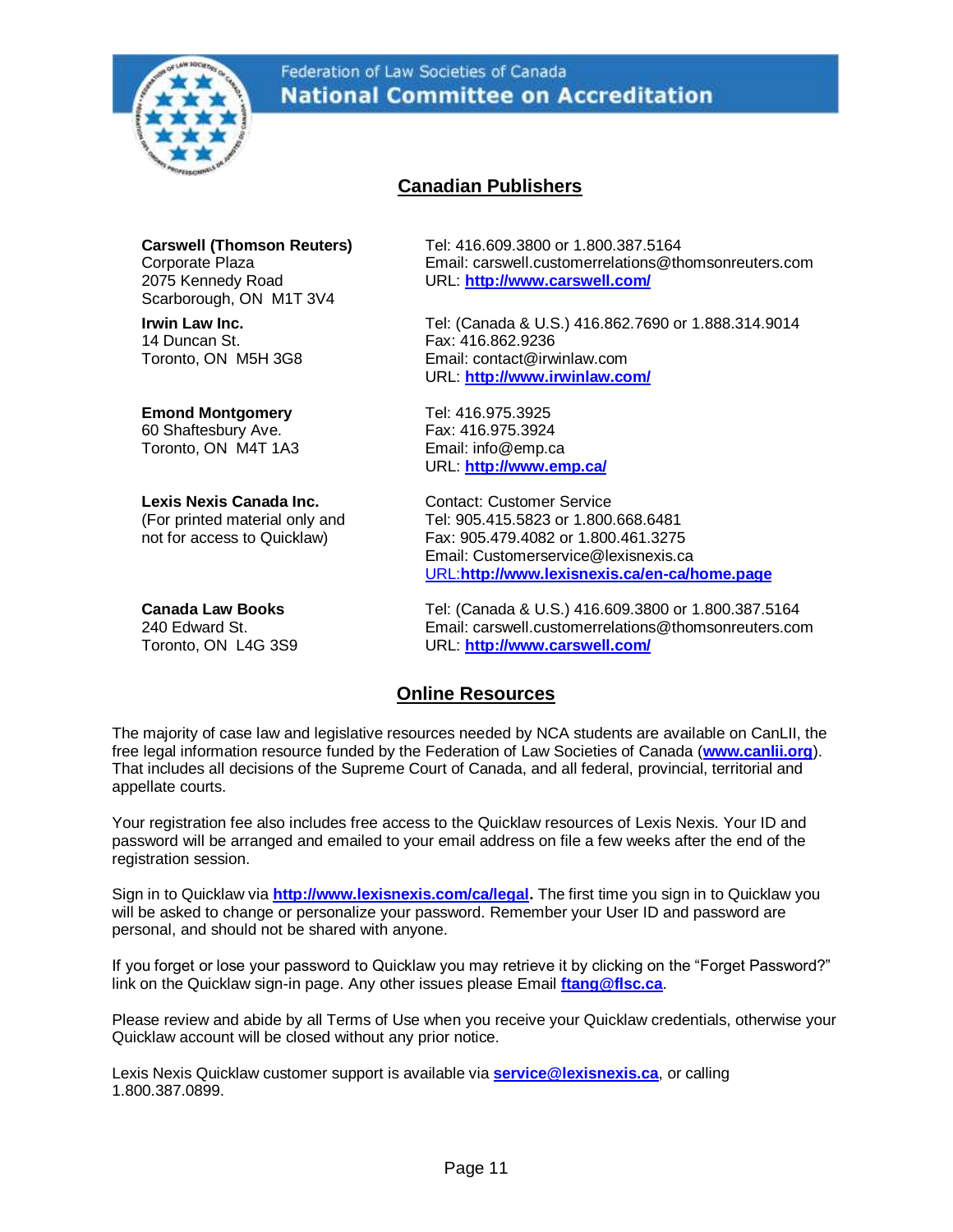Federation of Law Societies of Canada
**National Committee on Accreditation**

## Canadian Publishers

| | |
|---|---|
| **Carswell (Thomson Reuters)**<br>Corporate Plaza<br>2075 Kennedy Road<br>Scarborough, ON M1T 3V4 | Tel: 416.609.3800 or 1.800.387.5164<br>Email: carswell.customerrelations@thomsonreuters.com<br>URL: **http://www.carswell.com/** |
| **Irwin Law Inc.**<br>14 Duncan St.<br>Toronto, ON M5H 3G8 | Tel: (Canada & U.S.) 416.862.7690 or 1.888.314.9014<br>Fax: 416.862.9236<br>Email: contact@irwinlaw.com<br>URL: **http://www.irwinlaw.com/** |
| **Emond Montgomery**<br>60 Shaftesbury Ave.<br>Toronto, ON M4T 1A3 | Tel: 416.975.3925<br>Fax: 416.975.3924<br>Email: info@emp.ca<br>URL: **http://www.emp.ca/** |
| **Lexis Nexis Canada Inc.**<br>(For printed material only and not for access to Quicklaw) | Contact: Customer Service<br>Tel: 905.415.5823 or 1.800.668.6481<br>Fax: 905.479.4082 or 1.800.461.3275<br>Email: Customerservice@lexisnexis.ca<br>URL:**http://www.lexisnexis.ca/en-ca/home.page** |
| **Canada Law Books**<br>240 Edward St.<br>Toronto, ON L4G 3S9 | Tel: (Canada & U.S.) 416.609.3800 or 1.800.387.5164<br>Email: carswell.customerrelations@thomsonreuters.com<br>URL: **http://www.carswell.com/** |

## Online Resources

The majority of case law and legislative resources needed by NCA students are available on CanLII, the free legal information resource funded by the Federation of Law Societies of Canada (**www.canlii.org**). That includes all decisions of the Supreme Court of Canada, and all federal, provincial, territorial and appellate courts.

Your registration fee also includes free access to the Quicklaw resources of Lexis Nexis. Your ID and password will be arranged and emailed to your email address on file a few weeks after the end of the registration session.

Sign in to Quicklaw via **http://www.lexisnexis.com/ca/legal.** The first time you sign in to Quicklaw you will be asked to change or personalize your password. Remember your User ID and password are personal, and should not be shared with anyone.

If you forget or lose your password to Quicklaw you may retrieve it by clicking on the "Forget Password?" link on the Quicklaw sign-in page. Any other issues please Email **ftang@flsc.ca**.

Please review and abide by all Terms of Use when you receive your Quicklaw credentials, otherwise your Quicklaw account will be closed without any prior notice.

Lexis Nexis Quicklaw customer support is available via **service@lexisnexis.ca**, or calling 1.800.387.0899.